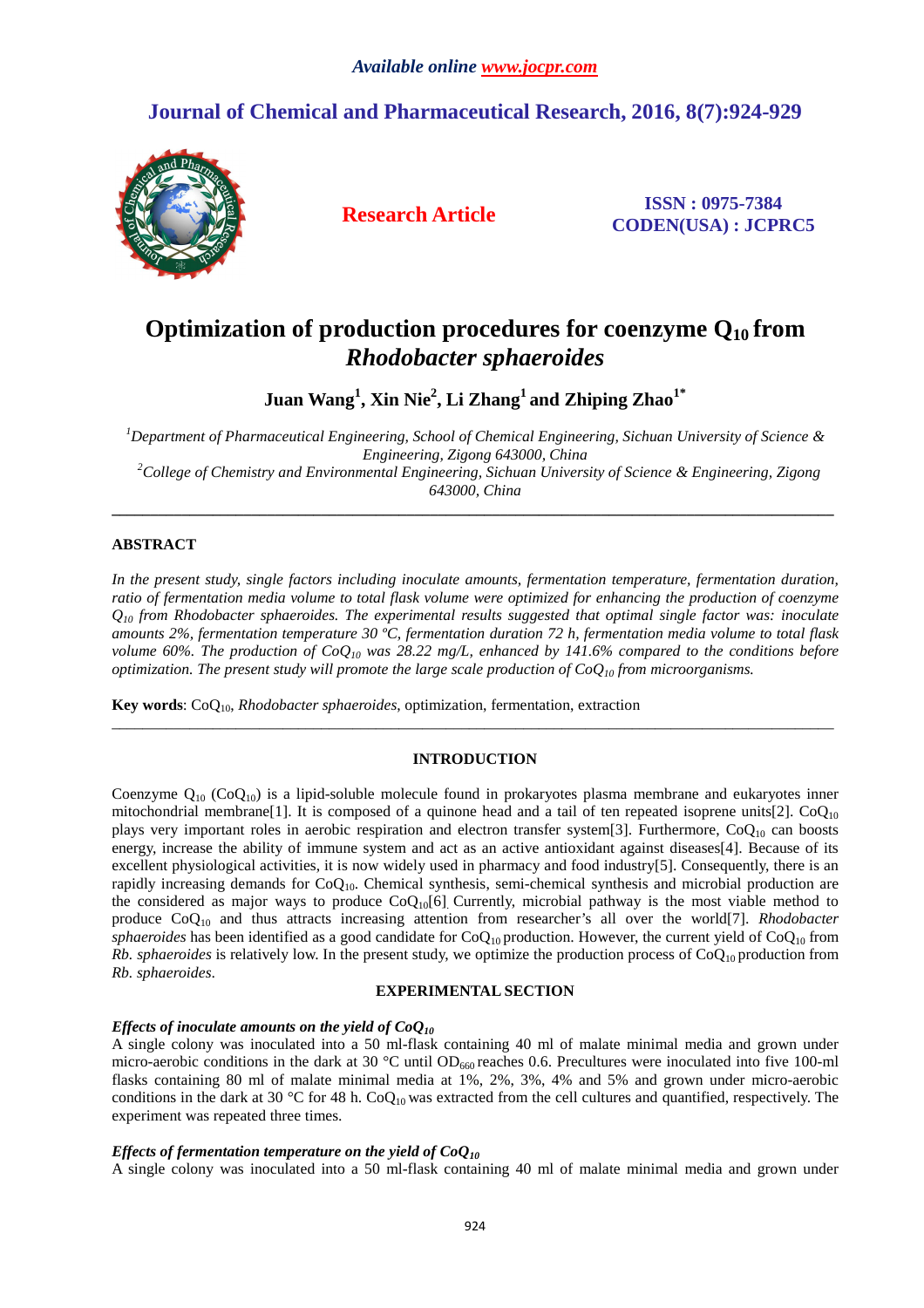Available online www.jocpr.com

# Journal of Chemical and Pharmaceutical Research, 2016, 8(7):924-929

**Research Article**

**ISSN : 0975-7384**
**CODEN(USA) : JCPRC5**

# Optimization of production procedures for coenzyme $Q_{10}$ from *Rhodobacter sphaeroides*

**Juan Wang[1], Xin Nie[2], Li Zhang[1] and Zhiping Zhao[1*]**

[1]*Department of Pharmaceutical Engineering, School of Chemical Engineering, Sichuan University of Science & Engineering, Zigong 643000, China*
[2]*College of Chemistry and Environmental Engineering, Sichuan University of Science & Engineering, Zigong 643000, China*

---

## ABSTRACT

*In the present study, single factors including inoculate amounts, fermentation temperature, fermentation duration, ratio of fermentation media volume to total flask volume were optimized for enhancing the production of coenzyme $Q_{10}$ from Rhodobacter sphaeroides. The experimental results suggested that optimal single factor was: inoculate amounts 2%, fermentation temperature 30 ºC, fermentation duration 72 h, fermentation media volume to total flask volume 60%. The production of $CoQ_{10}$ was 28.22 mg/L, enhanced by 141.6% compared to the conditions before optimization. The present study will promote the large scale production of $CoQ_{10}$ from microorganisms.*

**Key words**: $CoQ_{10}$, *Rhodobacter sphaeroides*, optimization, fermentation, extraction

---

## INTRODUCTION

Coenzyme $Q_{10}$ ($CoQ_{10}$) is a lipid-soluble molecule found in prokaryotes plasma membrane and eukaryotes inner mitochondrial membrane[1]. It is composed of a quinone head and a tail of ten repeated isoprene units[2]. $CoQ_{10}$ plays very important roles in aerobic respiration and electron transfer system[3]. Furthermore, $CoQ_{10}$ can boosts energy, increase the ability of immune system and act as an active antioxidant against diseases[4]. Because of its excellent physiological activities, it is now widely used in pharmacy and food industry[5]. Consequently, there is an rapidly increasing demands for $CoQ_{10}$. Chemical synthesis, semi-chemical synthesis and microbial production are the considered as major ways to produce $CoQ_{10}$[6]. Currently, microbial pathway is the most viable method to produce $CoQ_{10}$ and thus attracts increasing attention from researcher's all over the world[7]. *Rhodobacter sphaeroides* has been identified as a good candidate for $CoQ_{10}$ production. However, the current yield of $CoQ_{10}$ from *Rb. sphaeroides* is relatively low. In the present study, we optimize the production process of $CoQ_{10}$ production from *Rb. sphaeroides*.

## EXPERIMENTAL SECTION

### *Effects of inoculate amounts on the yield of $CoQ_{10}$*

A single colony was inoculated into a 50 ml-flask containing 40 ml of malate minimal media and grown under micro-aerobic conditions in the dark at 30 °C until $OD_{660}$ reaches 0.6. Precultures were inoculated into five 100-ml flasks containing 80 ml of malate minimal media at 1%, 2%, 3%, 4% and 5% and grown under micro-aerobic conditions in the dark at 30 °C for 48 h. $CoQ_{10}$ was extracted from the cell cultures and quantified, respectively. The experiment was repeated three times.

### *Effects of fermentation temperature on the yield of $CoQ_{10}$*

A single colony was inoculated into a 50 ml-flask containing 40 ml of malate minimal media and grown under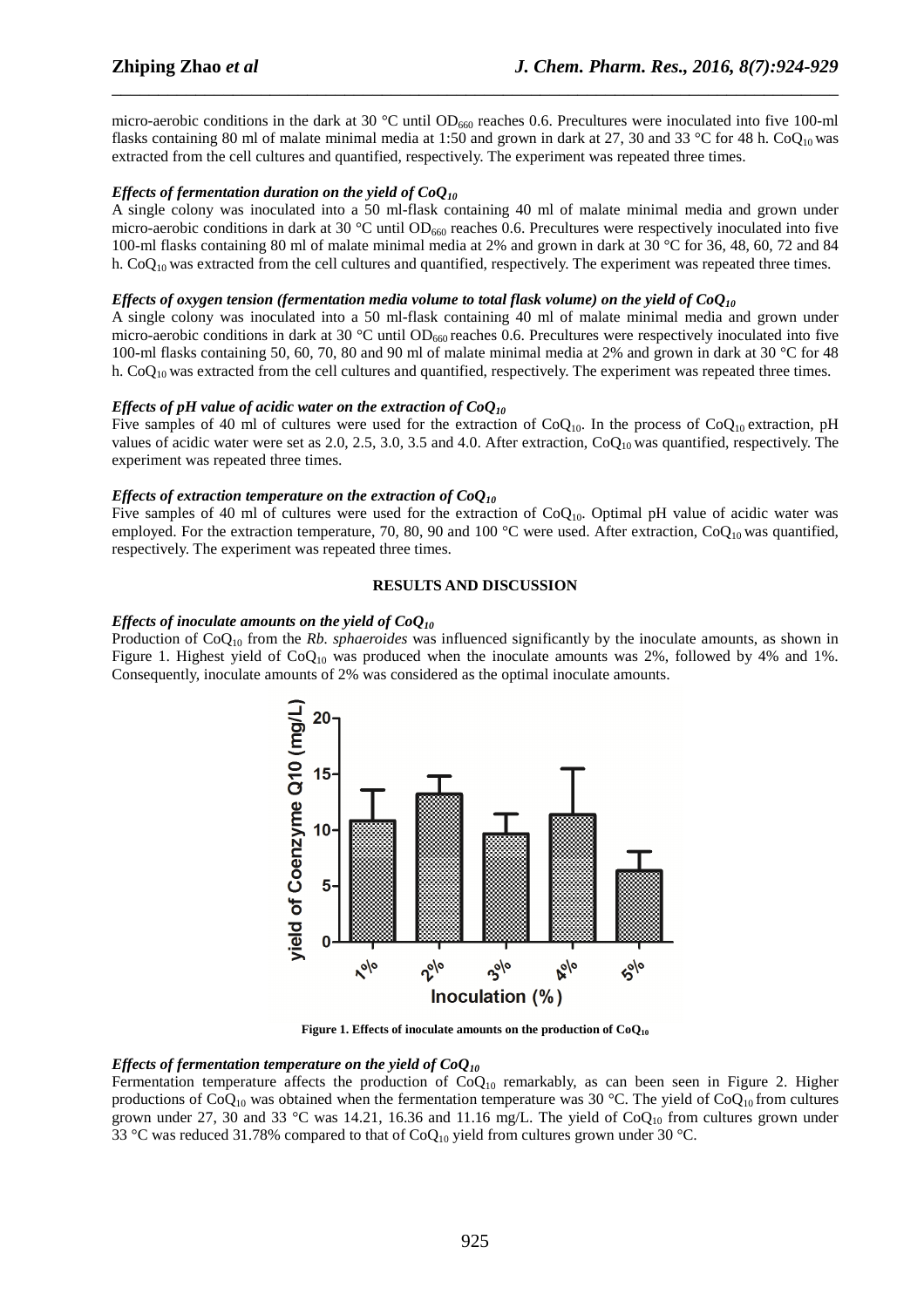micro-aerobic conditions in the dark at 30 °C until $OD_{660}$ reaches 0.6. Precultures were inoculated into five 100-ml flasks containing 80 ml of malate minimal media at 1:50 and grown in dark at 27, 30 and 33 °C for 48 h. $CoQ_{10}$ was extracted from the cell cultures and quantified, respectively. The experiment was repeated three times.

***Effects of fermentation duration on the yield of $CoQ_{10}$***

A single colony was inoculated into a 50 ml-flask containing 40 ml of malate minimal media and grown under micro-aerobic conditions in dark at 30 °C until $OD_{660}$ reaches 0.6. Precultures were respectively inoculated into five 100-ml flasks containing 80 ml of malate minimal media at 2% and grown in dark at 30 °C for 36, 48, 60, 72 and 84 h. $CoQ_{10}$ was extracted from the cell cultures and quantified, respectively. The experiment was repeated three times.

***Effects of oxygen tension (fermentation media volume to total flask volume) on the yield of $CoQ_{10}$***

A single colony was inoculated into a 50 ml-flask containing 40 ml of malate minimal media and grown under micro-aerobic conditions in dark at 30 °C until $OD_{660}$ reaches 0.6. Precultures were respectively inoculated into five 100-ml flasks containing 50, 60, 70, 80 and 90 ml of malate minimal media at 2% and grown in dark at 30 °C for 48 h. $CoQ_{10}$ was extracted from the cell cultures and quantified, respectively. The experiment was repeated three times.

***Effects of pH value of acidic water on the extraction of $CoQ_{10}$***

Five samples of 40 ml of cultures were used for the extraction of $CoQ_{10}$. In the process of $CoQ_{10}$ extraction, pH values of acidic water were set as 2.0, 2.5, 3.0, 3.5 and 4.0. After extraction, $CoQ_{10}$ was quantified, respectively. The experiment was repeated three times.

***Effects of extraction temperature on the extraction of $CoQ_{10}$***

Five samples of 40 ml of cultures were used for the extraction of $CoQ_{10}$. Optimal pH value of acidic water was employed. For the extraction temperature, 70, 80, 90 and 100 °C were used. After extraction, $CoQ_{10}$ was quantified, respectively. The experiment was repeated three times.

## RESULTS AND DISCUSSION

***Effects of inoculate amounts on the yield of $CoQ_{10}$***

Production of $CoQ_{10}$ from the *Rb. sphaeroides* was influenced significantly by the inoculate amounts, as shown in Figure 1. Highest yield of $CoQ_{10}$ was produced when the inoculate amounts was 2%, followed by 4% and 1%. Consequently, inoculate amounts of 2% was considered as the optimal inoculate amounts.

**Figure 1. Effects of inoculate amounts on the production of $CoQ_{10}$**

***Effects of fermentation temperature on the yield of $CoQ_{10}$***

Fermentation temperature affects the production of $CoQ_{10}$ remarkably, as can been seen in Figure 2. Higher productions of $CoQ_{10}$ was obtained when the fermentation temperature was 30 °C. The yield of $CoQ_{10}$ from cultures grown under 27, 30 and 33 °C was 14.21, 16.36 and 11.16 mg/L. The yield of $CoQ_{10}$ from cultures grown under 33 °C was reduced 31.78% compared to that of $CoQ_{10}$ yield from cultures grown under 30 °C.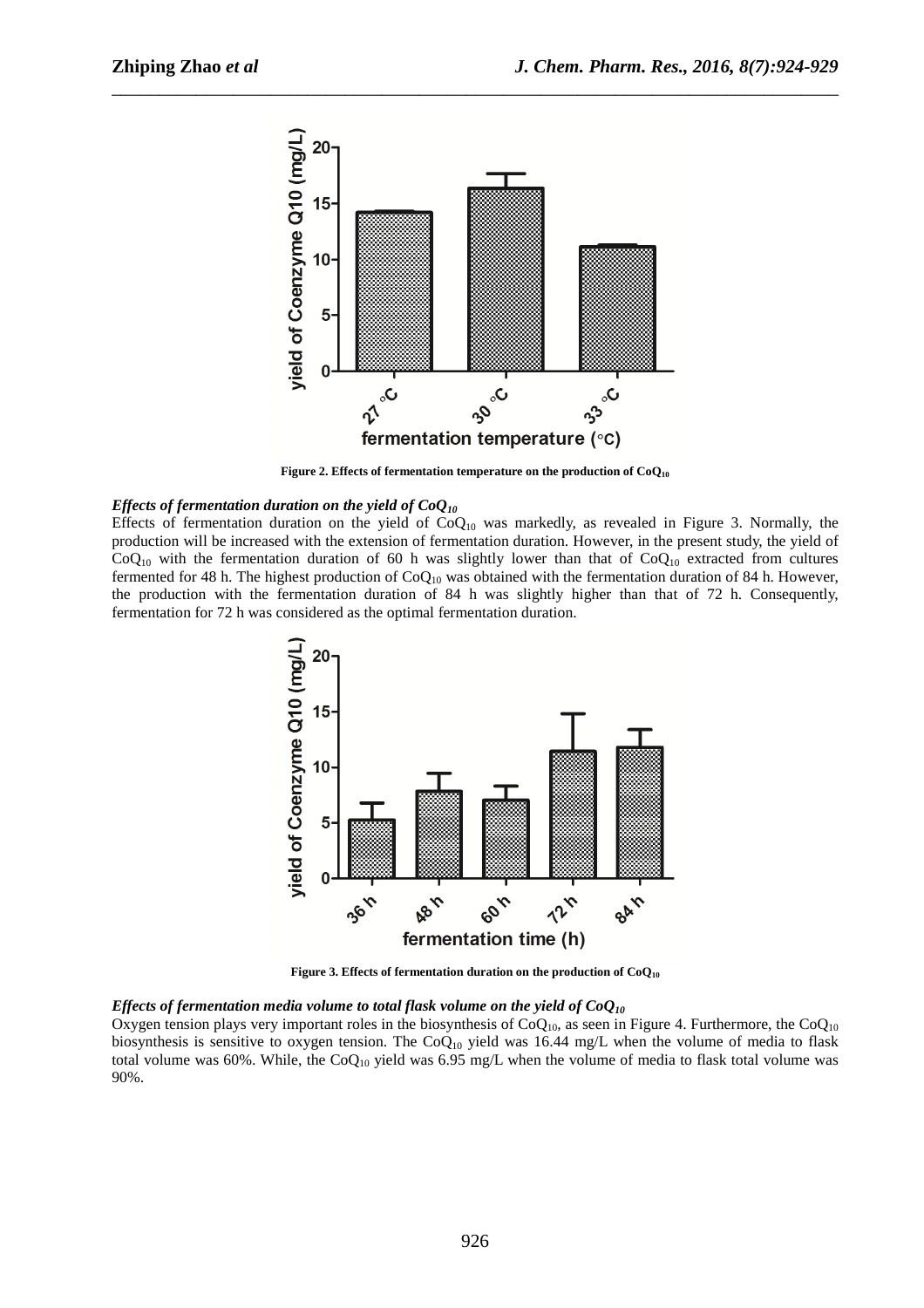Figure 2. Effects of fermentation temperature on the production of $CoQ_{10}$

***Effects of fermentation duration on the yield of $CoQ_{10}$***

Effects of fermentation duration on the yield of $CoQ_{10}$ was markedly, as revealed in Figure 3. Normally, the production will be increased with the extension of fermentation duration. However, in the present study, the yield of $CoQ_{10}$ with the fermentation duration of 60 h was slightly lower than that of $CoQ_{10}$ extracted from cultures fermented for 48 h. The highest production of $CoQ_{10}$ was obtained with the fermentation duration of 84 h. However, the production with the fermentation duration of 84 h was slightly higher than that of 72 h. Consequently, fermentation for 72 h was considered as the optimal fermentation duration.

Figure 3. Effects of fermentation duration on the production of $CoQ_{10}$

***Effects of fermentation media volume to total flask volume on the yield of $CoQ_{10}$***

Oxygen tension plays very important roles in the biosynthesis of $CoQ_{10}$, as seen in Figure 4. Furthermore, the $CoQ_{10}$ biosynthesis is sensitive to oxygen tension. The $CoQ_{10}$ yield was 16.44 mg/L when the volume of media to flask total volume was 60%. While, the $CoQ_{10}$ yield was 6.95 mg/L when the volume of media to flask total volume was 90%.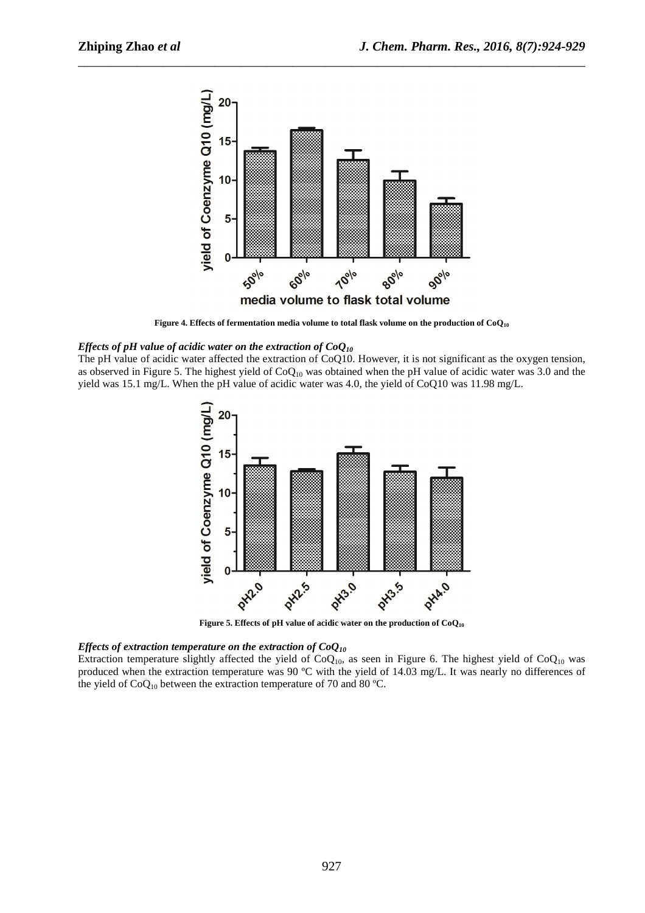Figure 4. Effects of fermentation media volume to total flask volume on the production of $CoQ_{10}$

***Effects of pH value of acidic water on the extraction of $CoQ_{10}$***

The pH value of acidic water affected the extraction of CoQ10. However, it is not significant as the oxygen tension, as observed in Figure 5. The highest yield of $CoQ_{10}$ was obtained when the pH value of acidic water was 3.0 and the yield was 15.1 mg/L. When the pH value of acidic water was 4.0, the yield of CoQ10 was 11.98 mg/L.

Figure 5. Effects of pH value of acidic water on the production of $CoQ_{10}$

***Effects of extraction temperature on the extraction of $CoQ_{10}$***

Extraction temperature slightly affected the yield of $CoQ_{10}$, as seen in Figure 6. The highest yield of $CoQ_{10}$ was produced when the extraction temperature was 90 ºC with the yield of 14.03 mg/L. It was nearly no differences of the yield of $CoQ_{10}$ between the extraction temperature of 70 and 80 ºC.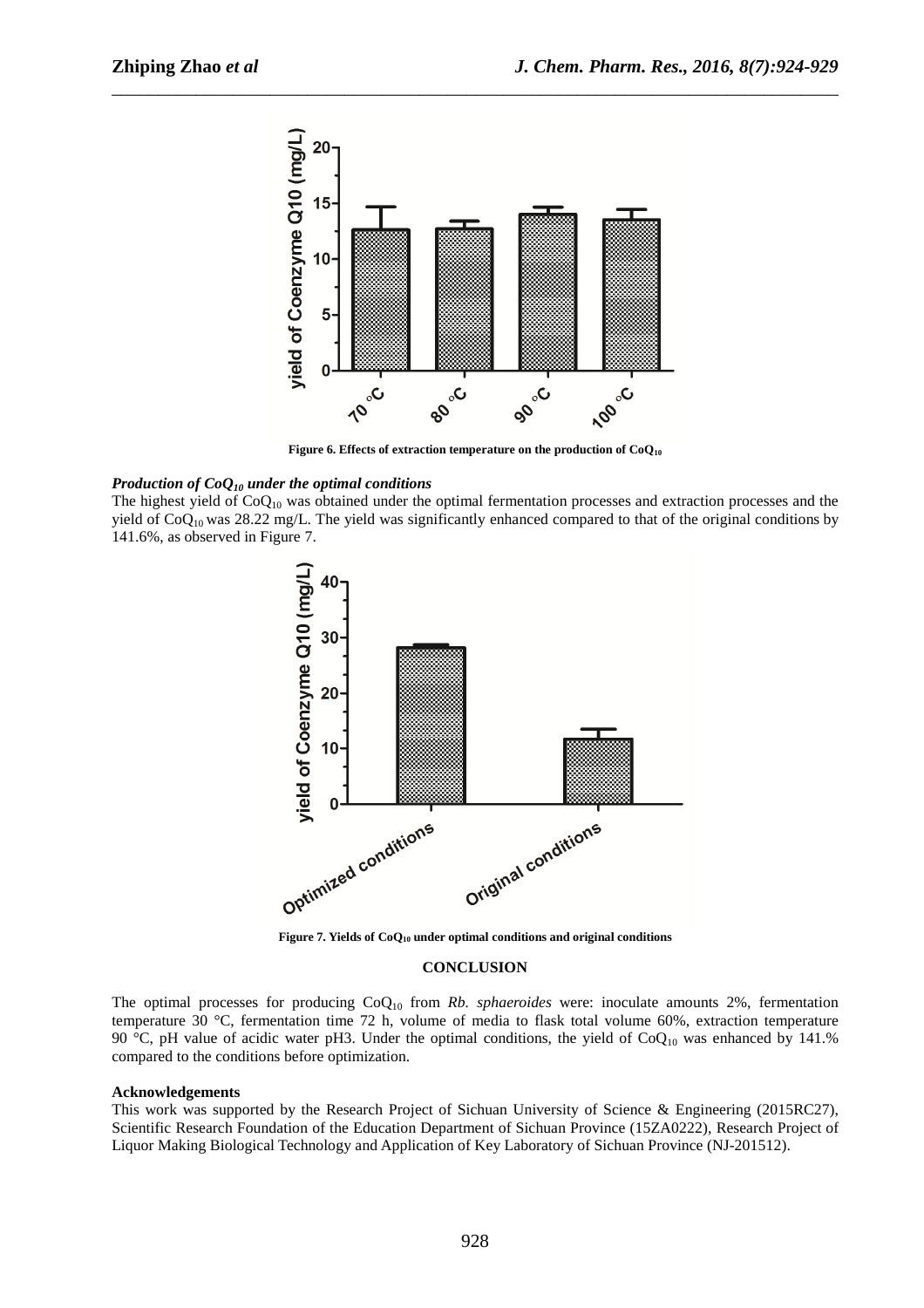Figure 6. Effects of extraction temperature on the production of $CoQ_{10}$

***Production of $CoQ_{10}$ under the optimal conditions***

The highest yield of $CoQ_{10}$ was obtained under the optimal fermentation processes and extraction processes and the yield of $CoQ_{10}$ was 28.22 mg/L. The yield was significantly enhanced compared to that of the original conditions by 141.6%, as observed in Figure 7.

Figure 7. Yields of $CoQ_{10}$ under optimal conditions and original conditions

## CONCLUSION

The optimal processes for producing $CoQ_{10}$ from *Rb. sphaeroides* were: inoculate amounts 2%, fermentation temperature 30 °C, fermentation time 72 h, volume of media to flask total volume 60%, extraction temperature 90 °C, pH value of acidic water pH3. Under the optimal conditions, the yield of $CoQ_{10}$ was enhanced by 141.% compared to the conditions before optimization.

**Acknowledgements**

This work was supported by the Research Project of Sichuan University of Science & Engineering (2015RC27), Scientific Research Foundation of the Education Department of Sichuan Province (15ZA0222), Research Project of Liquor Making Biological Technology and Application of Key Laboratory of Sichuan Province (NJ-201512).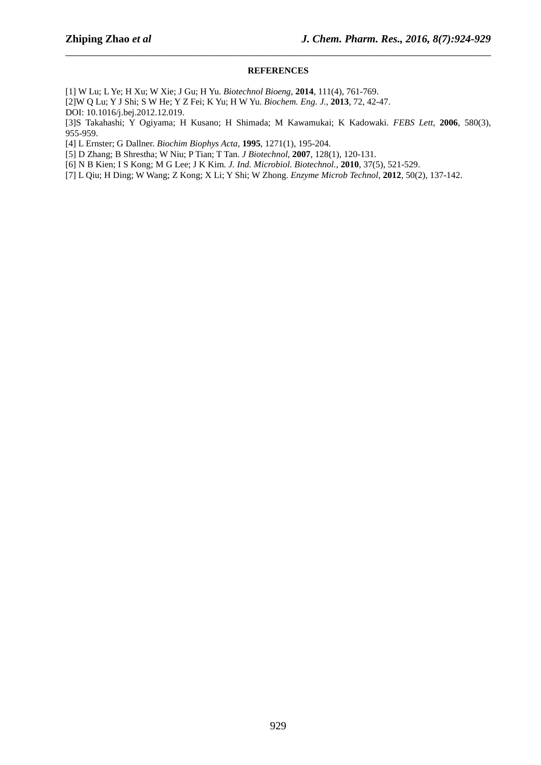**REFERENCES**

[1] W Lu; L Ye; H Xu; W Xie; J Gu; H Yu. *Biotechnol Bioeng*, **2014**, 111(4), 761-769.

[2]W Q Lu; Y J Shi; S W He; Y Z Fei; K Yu; H W Yu. *Biochem. Eng. J.*, **2013**, 72, 42-47. DOI: 10.1016/j.bej.2012.12.019.

[3]S Takahashi; Y Ogiyama; H Kusano; H Shimada; M Kawamukai; K Kadowaki. *FEBS Lett*, **2006**, 580(3), 955-959.

[4] L Ernster; G Dallner. *Biochim Biophys Acta*, **1995**, 1271(1), 195-204.

[5] D Zhang; B Shrestha; W Niu; P Tian; T Tan. *J Biotechnol*, **2007**, 128(1), 120-131.

[6] N B Kien; I S Kong; M G Lee; J K Kim. *J. Ind. Microbiol. Biotechnol.*, **2010**, 37(5), 521-529.

[7] L Qiu; H Ding; W Wang; Z Kong; X Li; Y Shi; W Zhong. *Enzyme Microb Technol*, **2012**, 50(2), 137-142.